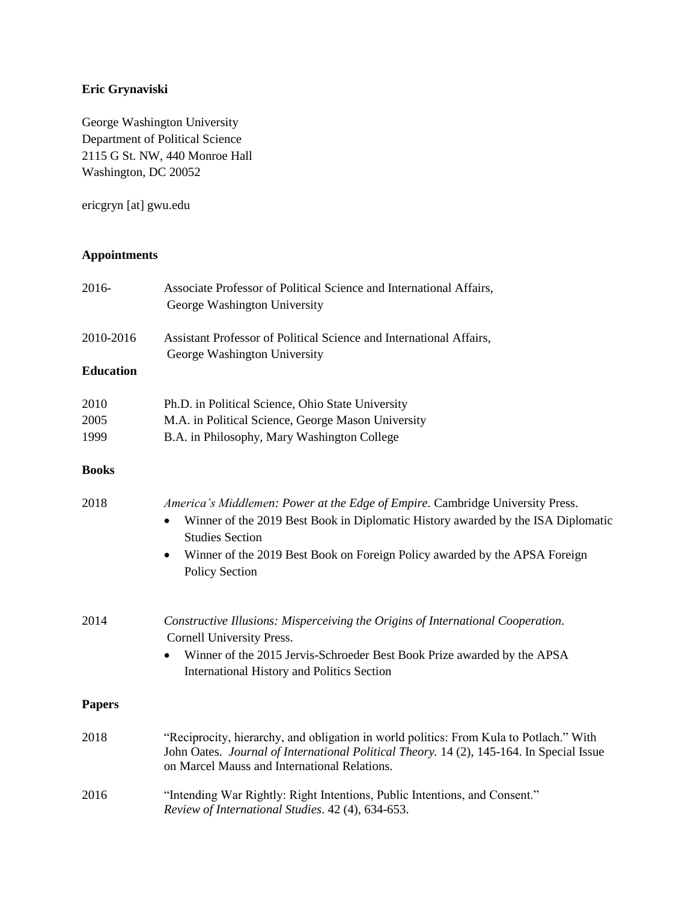**Eric Grynaviski**

George Washington University
Department of Political Science
2115 G St. NW, 440 Monroe Hall
Washington, DC 20052

ericgryn [at] gwu.edu

## Appointments

2016- Associate Professor of Political Science and International Affairs, George Washington University

2010-2016 Assistant Professor of Political Science and International Affairs, George Washington University

## Education

2010 Ph.D. in Political Science, Ohio State University
2005 M.A. in Political Science, George Mason University
1999 B.A. in Philosophy, Mary Washington College

## Books

2018 *America's Middlemen: Power at the Edge of Empire.* Cambridge University Press.

- Winner of the 2019 Best Book in Diplomatic History awarded by the ISA Diplomatic Studies Section
- Winner of the 2019 Best Book on Foreign Policy awarded by the APSA Foreign Policy Section

2014 *Constructive Illusions: Misperceiving the Origins of International Cooperation.* Cornell University Press.

- Winner of the 2015 Jervis-Schroeder Best Book Prize awarded by the APSA International History and Politics Section

## Papers

2018 "Reciprocity, hierarchy, and obligation in world politics: From Kula to Potlach." With John Oates. *Journal of International Political Theory.* 14 (2), 145-164. In Special Issue on Marcel Mauss and International Relations.

2016 "Intending War Rightly: Right Intentions, Public Intentions, and Consent." *Review of International Studies*. 42 (4), 634-653.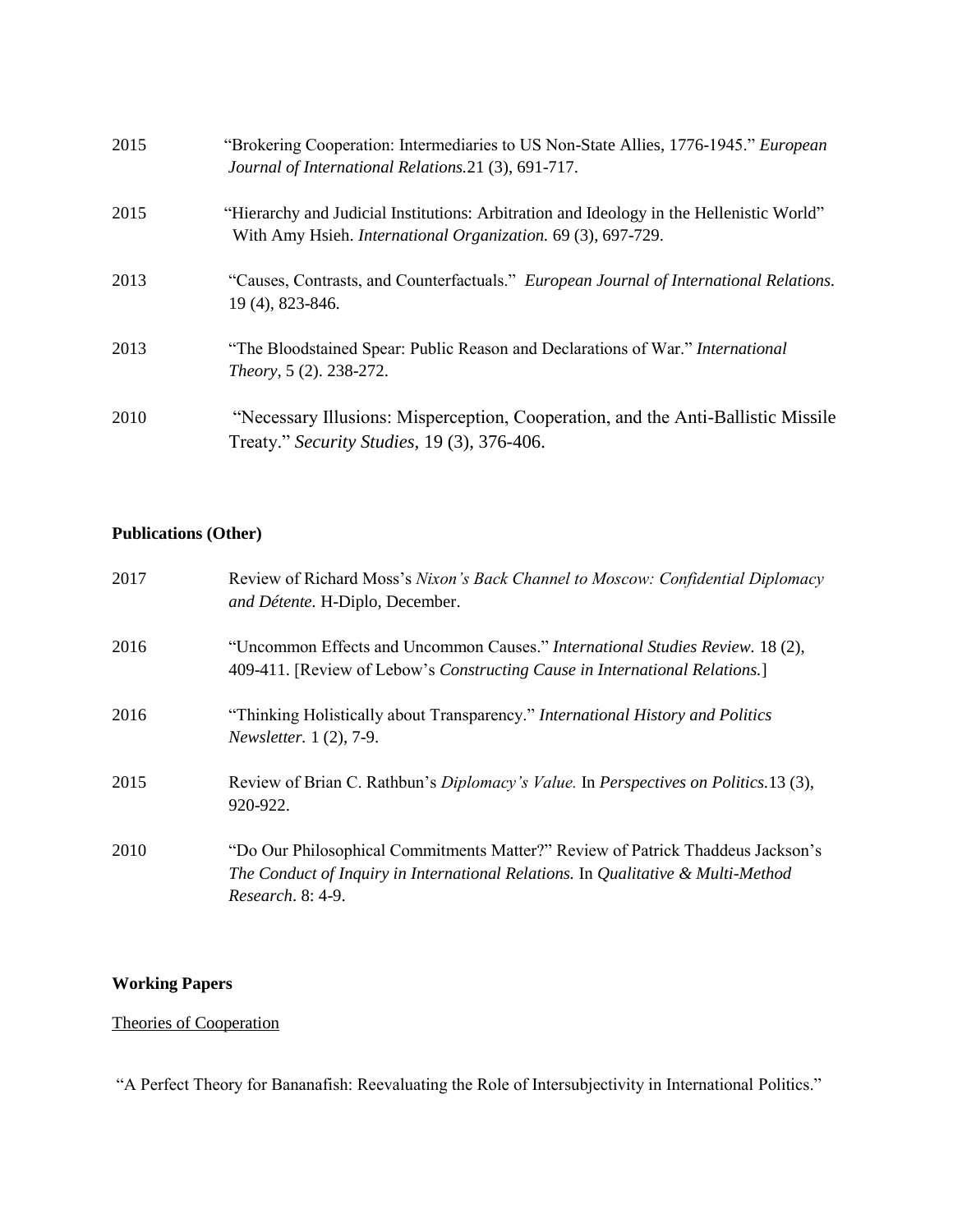2015 "Brokering Cooperation: Intermediaries to US Non-State Allies, 1776-1945." *European Journal of International Relations.*21 (3), 691-717.

2015 "Hierarchy and Judicial Institutions: Arbitration and Ideology in the Hellenistic World" With Amy Hsieh. *International Organization.* 69 (3), 697-729.

2013 "Causes, Contrasts, and Counterfactuals." *European Journal of International Relations.* 19 (4), 823-846.

2013 "The Bloodstained Spear: Public Reason and Declarations of War." *International Theory*, 5 (2). 238-272.

2010 "Necessary Illusions: Misperception, Cooperation, and the Anti-Ballistic Missile Treaty." *Security Studies*, 19 (3), 376-406.

**Publications (Other)**

2017 Review of Richard Moss's *Nixon's Back Channel to Moscow: Confidential Diplomacy and Détente.* H-Diplo, December.

2016 "Uncommon Effects and Uncommon Causes." *International Studies Review.* 18 (2), 409-411. [Review of Lebow's *Constructing Cause in International Relations.*]

2016 "Thinking Holistically about Transparency." *International History and Politics Newsletter.* 1 (2), 7-9.

2015 Review of Brian C. Rathbun's *Diplomacy's Value.* In *Perspectives on Politics.*13 (3), 920-922.

2010 "Do Our Philosophical Commitments Matter?" Review of Patrick Thaddeus Jackson's *The Conduct of Inquiry in International Relations.* In *Qualitative & Multi-Method Research*. 8: 4-9.

**Working Papers**

Theories of Cooperation

"A Perfect Theory for Bananafish: Reevaluating the Role of Intersubjectivity in International Politics."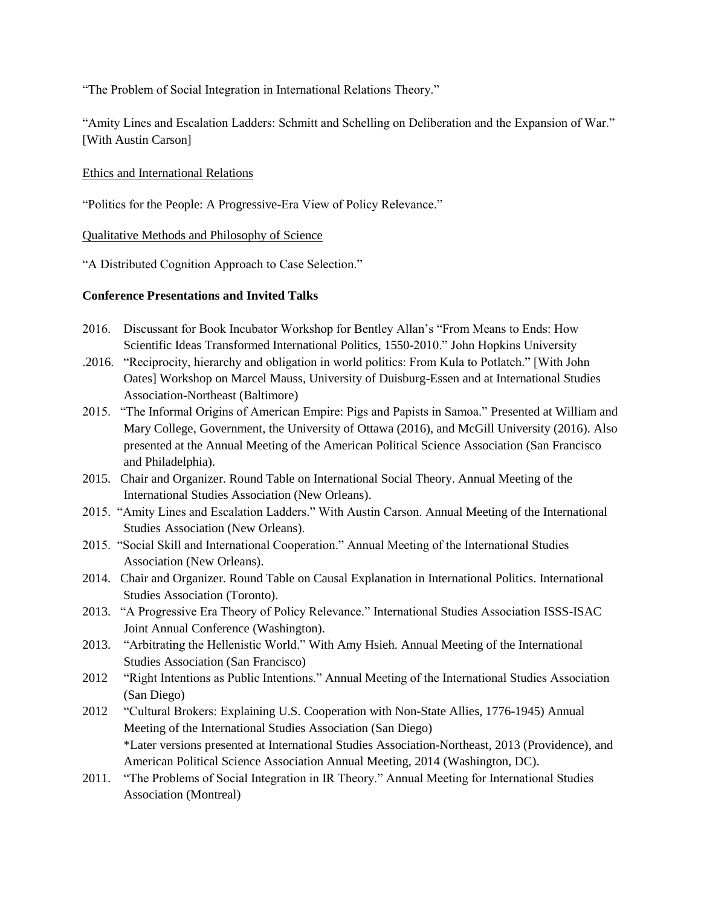“The Problem of Social Integration in International Relations Theory.”

“Amity Lines and Escalation Ladders: Schmitt and Schelling on Deliberation and the Expansion of War.” [With Austin Carson]

<u>Ethics and International Relations</u>

“Politics for the People: A Progressive-Era View of Policy Relevance.”

<u>Qualitative Methods and Philosophy of Science</u>

“A Distributed Cognition Approach to Case Selection.”

**Conference Presentations and Invited Talks**

- 2016. Discussant for Book Incubator Workshop for Bentley Allan’s “From Means to Ends: How Scientific Ideas Transformed International Politics, 1550-2010.” John Hopkins University
- .2016. “Reciprocity, hierarchy and obligation in world politics: From Kula to Potlatch.” [With John Oates] Workshop on Marcel Mauss, University of Duisburg-Essen and at International Studies Association-Northeast (Baltimore)
- 2015. “The Informal Origins of American Empire: Pigs and Papists in Samoa.” Presented at William and Mary College, Government, the University of Ottawa (2016), and McGill University (2016). Also presented at the Annual Meeting of the American Political Science Association (San Francisco and Philadelphia).
- 2015. Chair and Organizer. Round Table on International Social Theory. Annual Meeting of the International Studies Association (New Orleans).
- 2015. “Amity Lines and Escalation Ladders.” With Austin Carson. Annual Meeting of the International Studies Association (New Orleans).
- 2015. “Social Skill and International Cooperation.” Annual Meeting of the International Studies Association (New Orleans).
- 2014. Chair and Organizer. Round Table on Causal Explanation in International Politics. International Studies Association (Toronto).
- 2013. “A Progressive Era Theory of Policy Relevance.” International Studies Association ISSS-ISAC Joint Annual Conference (Washington).
- 2013. “Arbitrating the Hellenistic World.” With Amy Hsieh. Annual Meeting of the International Studies Association (San Francisco)
- 2012 “Right Intentions as Public Intentions.” Annual Meeting of the International Studies Association (San Diego)
- 2012 “Cultural Brokers: Explaining U.S. Cooperation with Non-State Allies, 1776-1945) Annual Meeting of the International Studies Association (San Diego)
  *Later versions presented at International Studies Association-Northeast, 2013 (Providence), and American Political Science Association Annual Meeting, 2014 (Washington, DC).
- 2011. “The Problems of Social Integration in IR Theory.” Annual Meeting for International Studies Association (Montreal)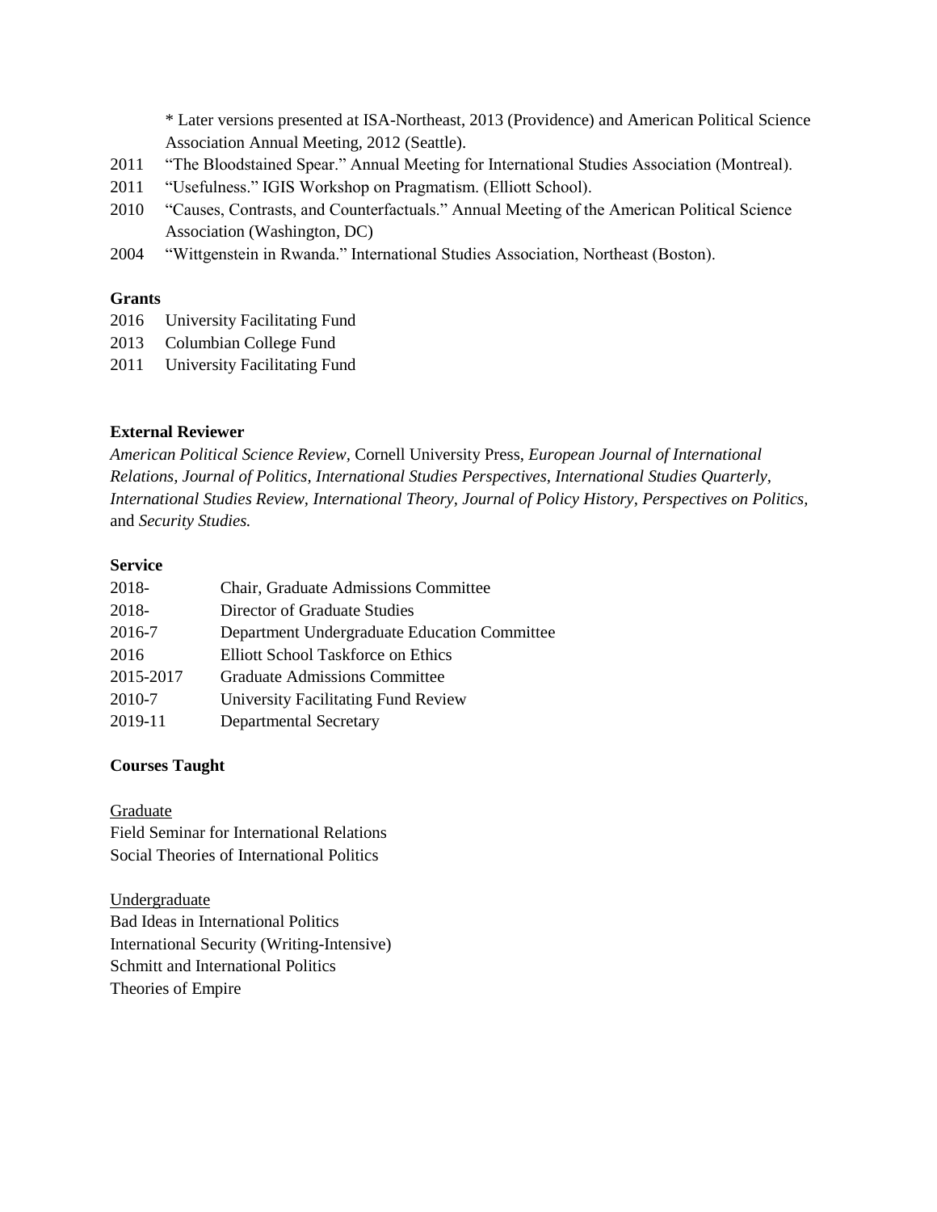* Later versions presented at ISA-Northeast, 2013 (Providence) and American Political Science Association Annual Meeting, 2012 (Seattle).

2011 "The Bloodstained Spear." Annual Meeting for International Studies Association (Montreal).

2011 "Usefulness." IGIS Workshop on Pragmatism. (Elliott School).

2010 "Causes, Contrasts, and Counterfactuals." Annual Meeting of the American Political Science Association (Washington, DC)

2004 "Wittgenstein in Rwanda." International Studies Association, Northeast (Boston).

**Grants**

2016 University Facilitating Fund

2013 Columbian College Fund

2011 University Facilitating Fund

**External Reviewer**

*American Political Science Review*, Cornell University Press, *European Journal of International Relations, Journal of Politics, International Studies Perspectives, International Studies Quarterly, International Studies Review, International Theory, Journal of Policy History, Perspectives on Politics,* and *Security Studies.*

**Service**

| | |
|---|---|
| 2018- | Chair, Graduate Admissions Committee |
| 2018- | Director of Graduate Studies |
| 2016-7 | Department Undergraduate Education Committee |
| 2016 | Elliott School Taskforce on Ethics |
| 2015-2017 | Graduate Admissions Committee |
| 2010-7 | University Facilitating Fund Review |
| 2019-11 | Departmental Secretary |

**Courses Taught**

Graduate

Field Seminar for International Relations

Social Theories of International Politics

Undergraduate

Bad Ideas in International Politics

International Security (Writing-Intensive)

Schmitt and International Politics

Theories of Empire